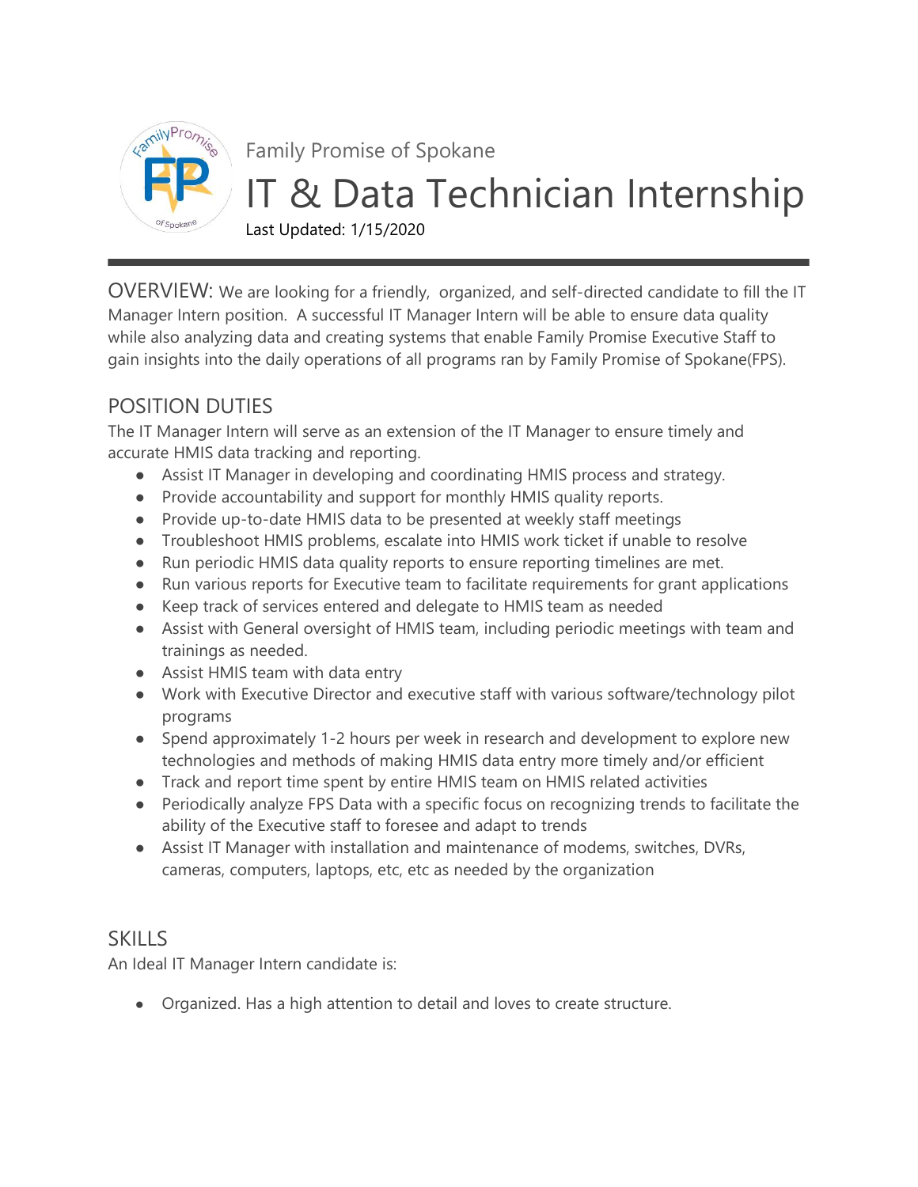Family Promise of Spokane

# IT & Data Technician Internship

Last Updated: 1/15/2020

---

OVERVIEW: We are looking for a friendly, organized, and self-directed candidate to fill the IT Manager Intern position. A successful IT Manager Intern will be able to ensure data quality while also analyzing data and creating systems that enable Family Promise Executive Staff to gain insights into the daily operations of all programs ran by Family Promise of Spokane(FPS).

## POSITION DUTIES

The IT Manager Intern will serve as an extension of the IT Manager to ensure timely and accurate HMIS data tracking and reporting.

- Assist IT Manager in developing and coordinating HMIS process and strategy.
- Provide accountability and support for monthly HMIS quality reports.
- Provide up-to-date HMIS data to be presented at weekly staff meetings
- Troubleshoot HMIS problems, escalate into HMIS work ticket if unable to resolve
- Run periodic HMIS data quality reports to ensure reporting timelines are met.
- Run various reports for Executive team to facilitate requirements for grant applications
- Keep track of services entered and delegate to HMIS team as needed
- Assist with General oversight of HMIS team, including periodic meetings with team and trainings as needed.
- Assist HMIS team with data entry
- Work with Executive Director and executive staff with various software/technology pilot programs
- Spend approximately 1-2 hours per week in research and development to explore new technologies and methods of making HMIS data entry more timely and/or efficient
- Track and report time spent by entire HMIS team on HMIS related activities
- Periodically analyze FPS Data with a specific focus on recognizing trends to facilitate the ability of the Executive staff to foresee and adapt to trends
- Assist IT Manager with installation and maintenance of modems, switches, DVRs, cameras, computers, laptops, etc, etc as needed by the organization

## SKILLS

An Ideal IT Manager Intern candidate is:

- Organized. Has a high attention to detail and loves to create structure.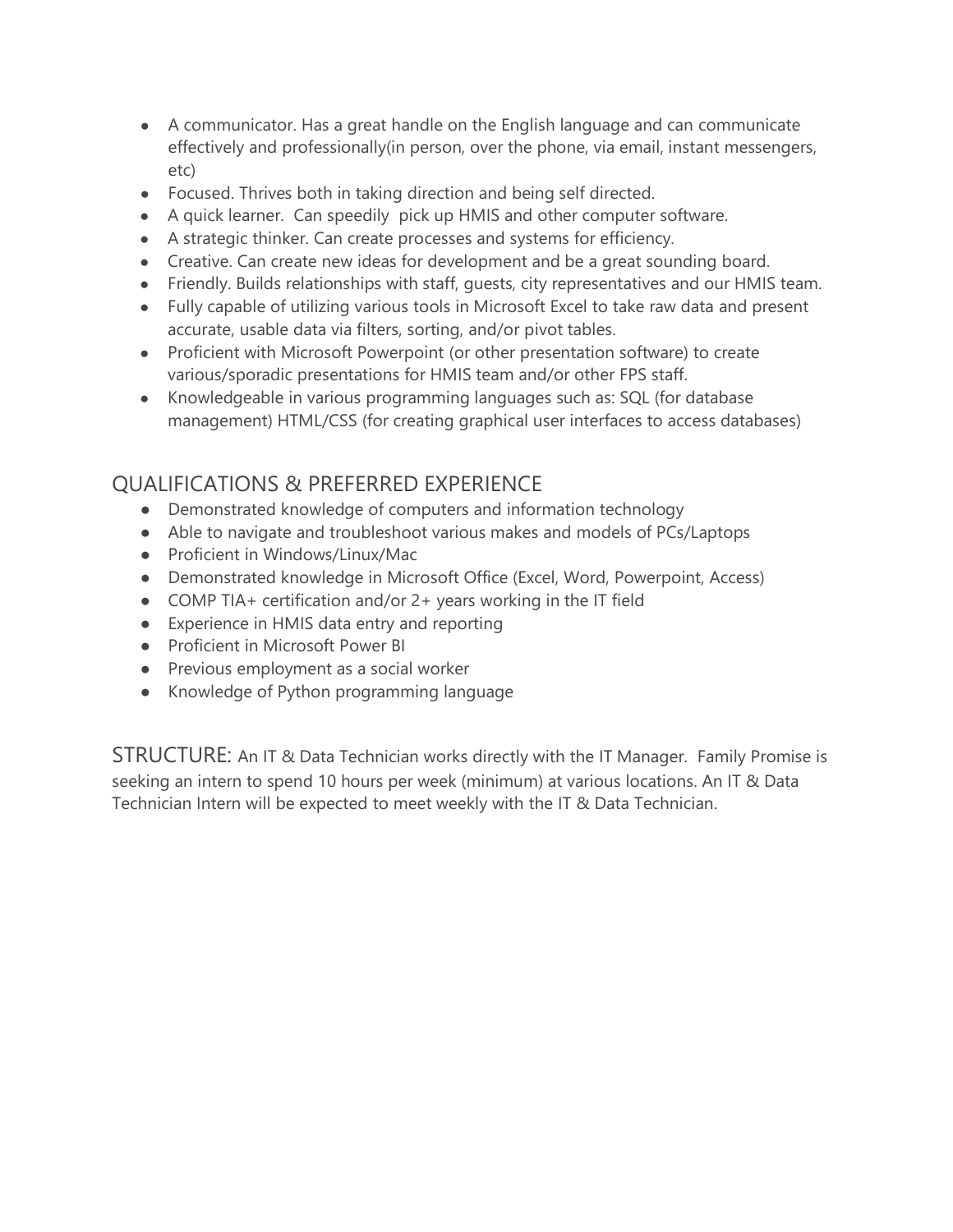- A communicator. Has a great handle on the English language and can communicate effectively and professionally(in person, over the phone, via email, instant messengers, etc)
- Focused. Thrives both in taking direction and being self directed.
- A quick learner. Can speedily pick up HMIS and other computer software.
- A strategic thinker. Can create processes and systems for efficiency.
- Creative. Can create new ideas for development and be a great sounding board.
- Friendly. Builds relationships with staff, guests, city representatives and our HMIS team.
- Fully capable of utilizing various tools in Microsoft Excel to take raw data and present accurate, usable data via filters, sorting, and/or pivot tables.
- Proficient with Microsoft Powerpoint (or other presentation software) to create various/sporadic presentations for HMIS team and/or other FPS staff.
- Knowledgeable in various programming languages such as: SQL (for database management) HTML/CSS (for creating graphical user interfaces to access databases)

## QUALIFICATIONS & PREFERRED EXPERIENCE

- Demonstrated knowledge of computers and information technology
- Able to navigate and troubleshoot various makes and models of PCs/Laptops
- Proficient in Windows/Linux/Mac
- Demonstrated knowledge in Microsoft Office (Excel, Word, Powerpoint, Access)
- COMP TIA+ certification and/or 2+ years working in the IT field
- Experience in HMIS data entry and reporting
- Proficient in Microsoft Power BI
- Previous employment as a social worker
- Knowledge of Python programming language

STRUCTURE: An IT & Data Technician works directly with the IT Manager. Family Promise is seeking an intern to spend 10 hours per week (minimum) at various locations. An IT & Data Technician Intern will be expected to meet weekly with the IT & Data Technician.